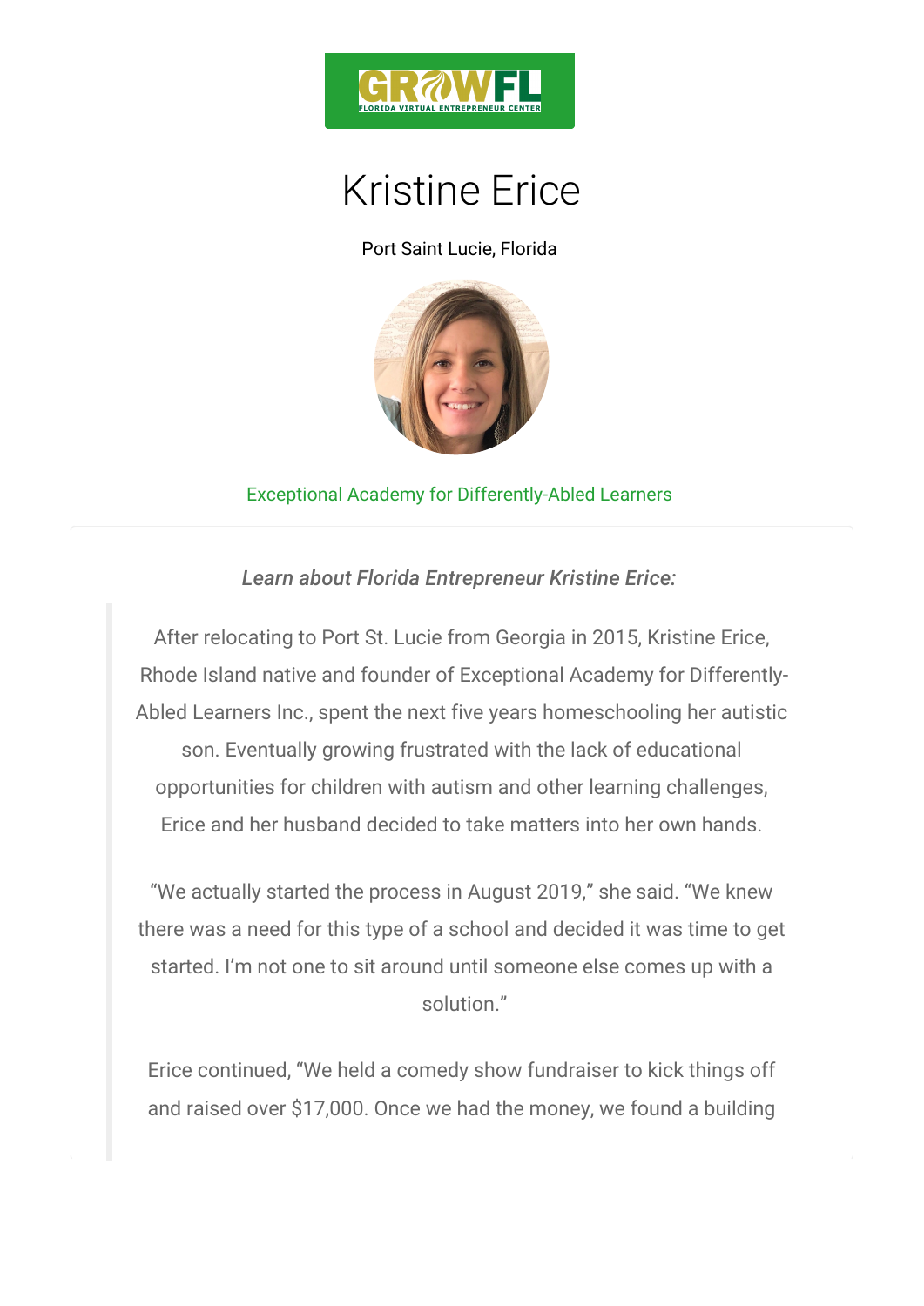# Kristine Erice

Port Saint Lucie, Florida

Exceptional Academy for Differently-Abled Learners

*Learn about Florida Entrepreneur Kristine Erice:*

> After relocating to Port St. Lucie from Georgia in 2015, Kristine Erice, Rhode Island native and founder of Exceptional Academy for Differently-Abled Learners Inc., spent the next five years homeschooling her autistic son. Eventually growing frustrated with the lack of educational opportunities for children with autism and other learning challenges, Erice and her husband decided to take matters into her own hands.
>
> "We actually started the process in August 2019," she said. "We knew there was a need for this type of a school and decided it was time to get started. I'm not one to sit around until someone else comes up with a solution."
>
> Erice continued, "We held a comedy show fundraiser to kick things off and raised over $17,000. Once we had the money, we found a building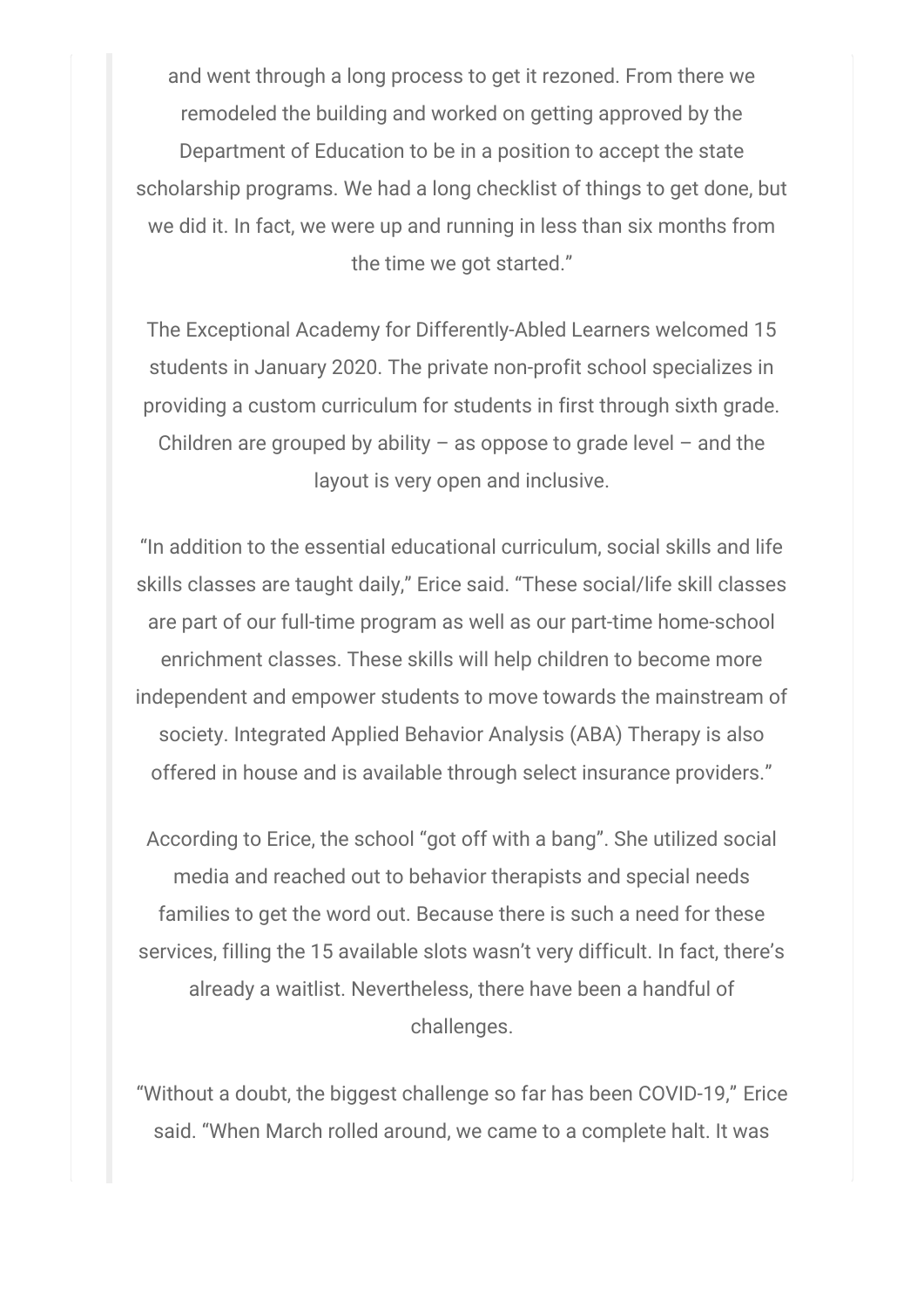and went through a long process to get it rezoned. From there we remodeled the building and worked on getting approved by the Department of Education to be in a position to accept the state scholarship programs. We had a long checklist of things to get done, but we did it. In fact, we were up and running in less than six months from the time we got started."

The Exceptional Academy for Differently-Abled Learners welcomed 15 students in January 2020. The private non-profit school specializes in providing a custom curriculum for students in first through sixth grade. Children are grouped by ability – as oppose to grade level – and the layout is very open and inclusive.

"In addition to the essential educational curriculum, social skills and life skills classes are taught daily," Erice said. "These social/life skill classes are part of our full-time program as well as our part-time home-school enrichment classes. These skills will help children to become more independent and empower students to move towards the mainstream of society. Integrated Applied Behavior Analysis (ABA) Therapy is also offered in house and is available through select insurance providers."

According to Erice, the school "got off with a bang". She utilized social media and reached out to behavior therapists and special needs families to get the word out. Because there is such a need for these services, filling the 15 available slots wasn't very difficult. In fact, there's already a waitlist. Nevertheless, there have been a handful of challenges.

"Without a doubt, the biggest challenge so far has been COVID-19," Erice said. "When March rolled around, we came to a complete halt. It was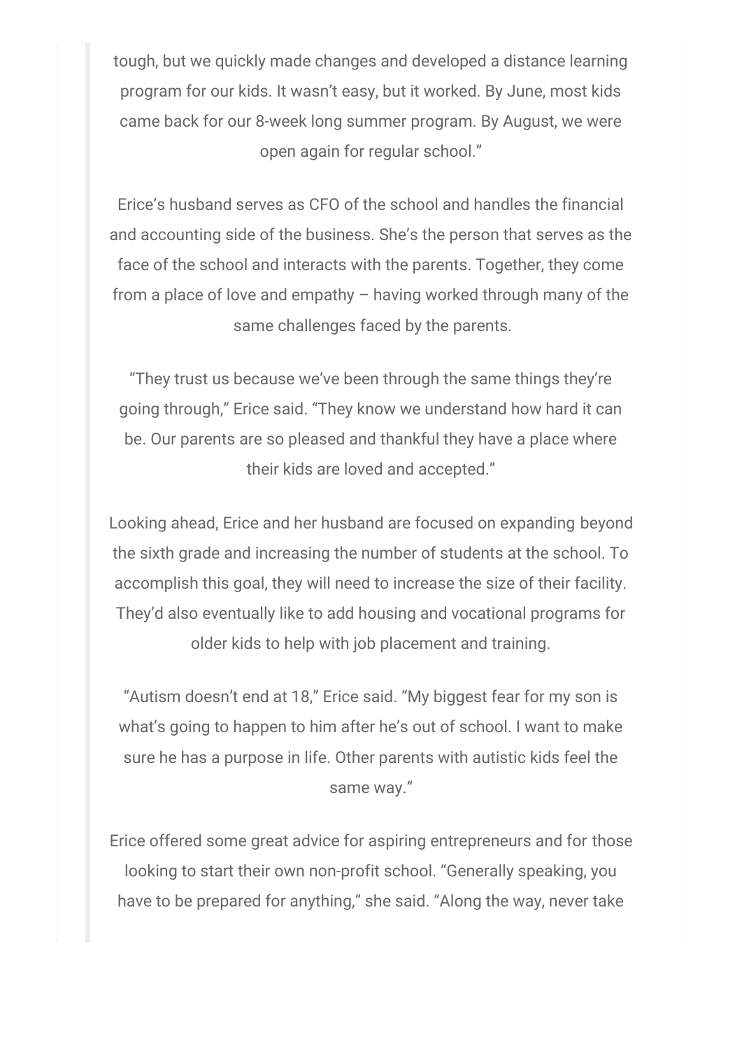tough, but we quickly made changes and developed a distance learning program for our kids. It wasn't easy, but it worked. By June, most kids came back for our 8-week long summer program. By August, we were open again for regular school."

Erice's husband serves as CFO of the school and handles the financial and accounting side of the business. She's the person that serves as the face of the school and interacts with the parents. Together, they come from a place of love and empathy – having worked through many of the same challenges faced by the parents.

"They trust us because we've been through the same things they're going through," Erice said. "They know we understand how hard it can be. Our parents are so pleased and thankful they have a place where their kids are loved and accepted."

Looking ahead, Erice and her husband are focused on expanding beyond the sixth grade and increasing the number of students at the school. To accomplish this goal, they will need to increase the size of their facility. They'd also eventually like to add housing and vocational programs for older kids to help with job placement and training.

"Autism doesn't end at 18," Erice said. "My biggest fear for my son is what's going to happen to him after he's out of school. I want to make sure he has a purpose in life. Other parents with autistic kids feel the same way."

Erice offered some great advice for aspiring entrepreneurs and for those looking to start their own non-profit school. "Generally speaking, you have to be prepared for anything," she said. "Along the way, never take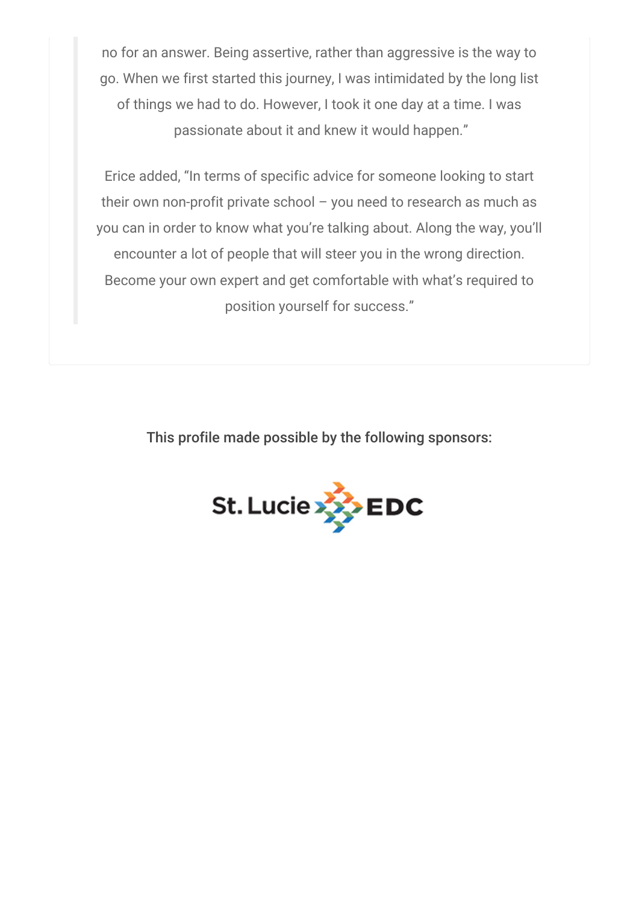> no for an answer. Being assertive, rather than aggressive is the way to go. When we first started this journey, I was intimidated by the long list of things we had to do. However, I took it one day at a time. I was passionate about it and knew it would happen."
>
> Erice added, "In terms of specific advice for someone looking to start their own non-profit private school – you need to research as much as you can in order to know what you're talking about. Along the way, you'll encounter a lot of people that will steer you in the wrong direction. Become your own expert and get comfortable with what's required to position yourself for success."

This profile made possible by the following sponsors:

St. Lucie EDC